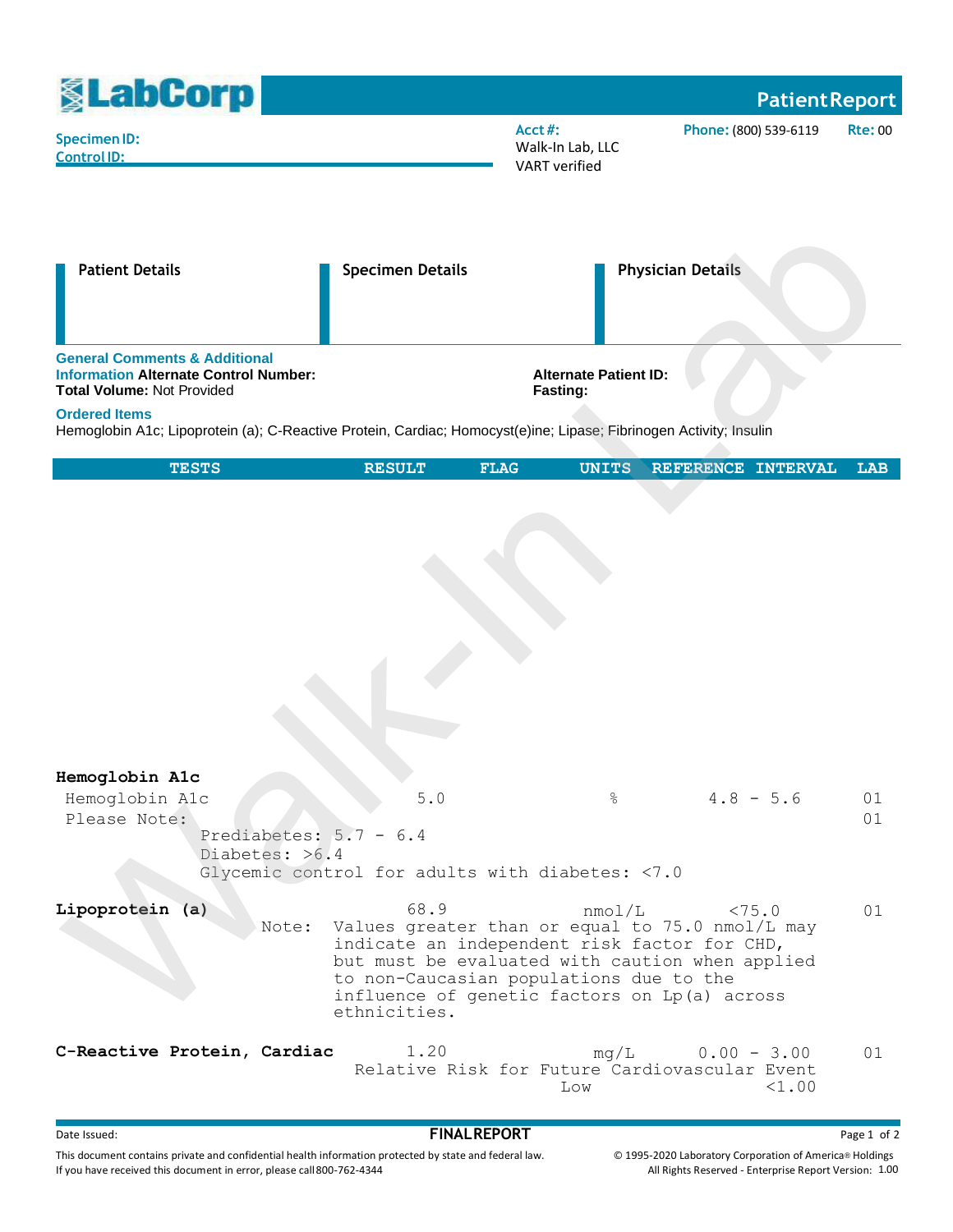# LabCorp

**Patient Report**

**Specimen ID:**
**Control ID:**

**Acct #:** Walk-In Lab, LLC
VART verified

**Phone:** (800) 539-6119  **Rte:** 00

| Patient Details | Specimen Details | Physician Details |
|---|---|---|
| | | |

**General Comments & Additional Information** **Alternate Control Number:**
**Total Volume:** Not Provided

**Alternate Patient ID:**
**Fasting:**

**Ordered Items**
Hemoglobin A1c; Lipoprotein (a); C-Reactive Protein, Cardiac; Homocyst(e)ine; Lipase; Fibrinogen Activity; Insulin

| TESTS | RESULT | FLAG | UNITS | REFERENCE INTERVAL | LAB |
|---|---|---|---|---|---|
| **Hemoglobin A1c** | | | | | |
| Hemoglobin A1c | 5.0 | | % | 4.8 - 5.6 | 01 |
| Please Note: | | | | | 01 |
| Prediabetes: 5.7 - 6.4<br>Diabetes: >6.4<br>Glycemic control for adults with diabetes: <7.0 | | | | | |
| **Lipoprotein (a)** | 68.9 | | nmol/L | <75.0 | 01 |
| Note: Values greater than or equal to 75.0 nmol/L may indicate an independent risk factor for CHD, but must be evaluated with caution when applied to non-Caucasian populations due to the influence of genetic factors on Lp(a) across ethnicities. | | | | | |
| **C-Reactive Protein, Cardiac** | 1.20 | | mg/L | 0.00 - 3.00 | 01 |
| Relative Risk for Future Cardiovascular Event<br>Low <1.00 | | | | | |

Date Issued:

**FINAL REPORT**

This document contains private and confidential health information protected by state and federal law.
If you have received this document in error, please call 800-762-4344

© 1995-2020 Laboratory Corporation of America® Holdings
All Rights Reserved - Enterprise Report Version: 1.00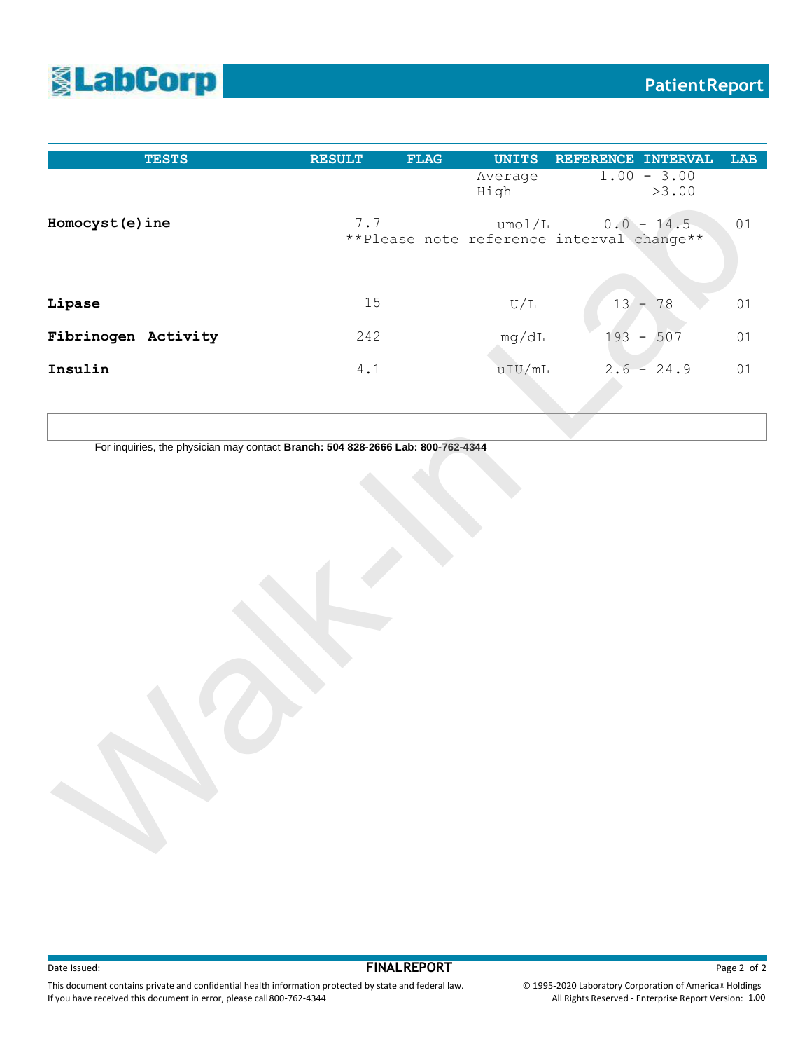| TESTS | RESULT | FLAG | UNITS | REFERENCE INTERVAL | LAB |
|---|---|---|---|---|---|
| | | | Average | 1.00 - 3.00 | |
| | | | High | >3.00 | |
| **Homocyst(e)ine** | 7.7 | | umol/L | 0.0 - 14.5 | 01 |
| | **Please note reference interval change** | | | | |
| **Lipase** | 15 | | U/L | 13 - 78 | 01 |
| **Fibrinogen Activity** | 242 | | mg/dL | 193 - 507 | 01 |
| **Insulin** | 4.1 | | uIU/mL | 2.6 - 24.9 | 01 |

For inquiries, the physician may contact **Branch: 504 828-2666 Lab: 800-762-4344**

Date Issued:

**FINAL REPORT**

This document contains private and confidential health information protected by state and federal law.
If you have received this document in error, please call 800-762-4344

© 1995-2020 Laboratory Corporation of America® Holdings
All Rights Reserved - Enterprise Report Version: 1.00